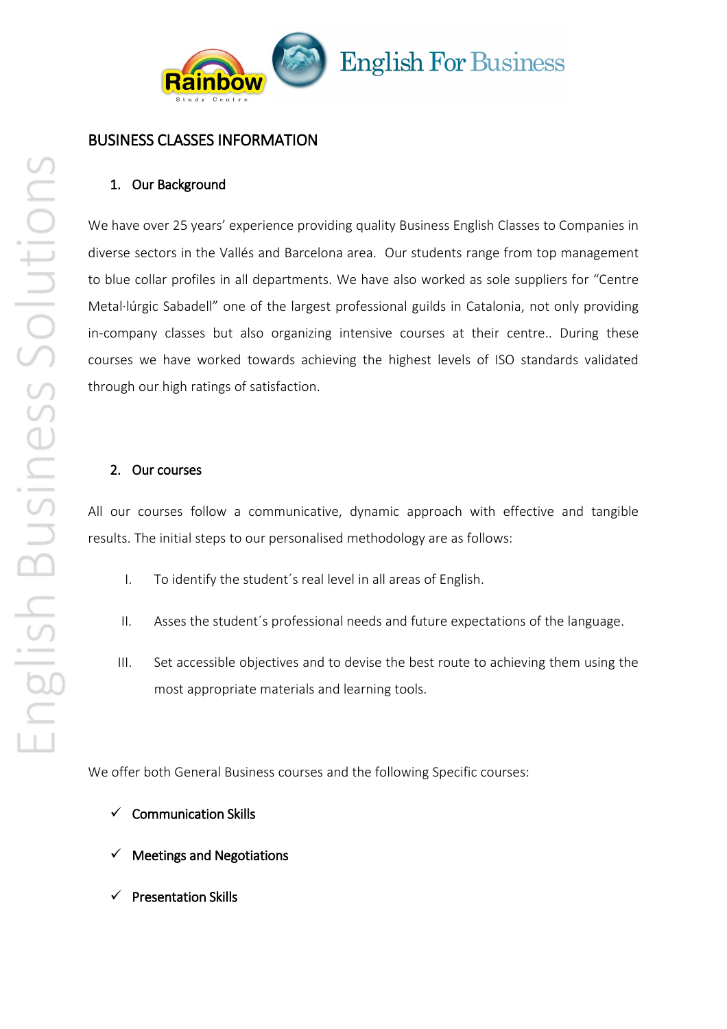# BUSINESS CLASSES INFORMATION

## 1. Our Background

We have over 25 years' experience providing quality Business English Classes to Companies in diverse sectors in the Vallés and Barcelona area. Our students range from top management to blue collar profiles in all departments. We have also worked as sole suppliers for "Centre Metal·lúrgic Sabadell" one of the largest professional guilds in Catalonia, not only providing in-company classes but also organizing intensive courses at their centre.. During these courses we have worked towards achieving the highest levels of ISO standards validated through our high ratings of satisfaction.

## 2. Our courses

All our courses follow a communicative, dynamic approach with effective and tangible results. The initial steps to our personalised methodology are as follows:

I. To identify the student´s real level in all areas of English.

II. Asses the student´s professional needs and future expectations of the language.

III. Set accessible objectives and to devise the best route to achieving them using the most appropriate materials and learning tools.

We offer both General Business courses and the following Specific courses:

- ✓ **Communication Skills**
- ✓ **Meetings and Negotiations**
- ✓ **Presentation Skills**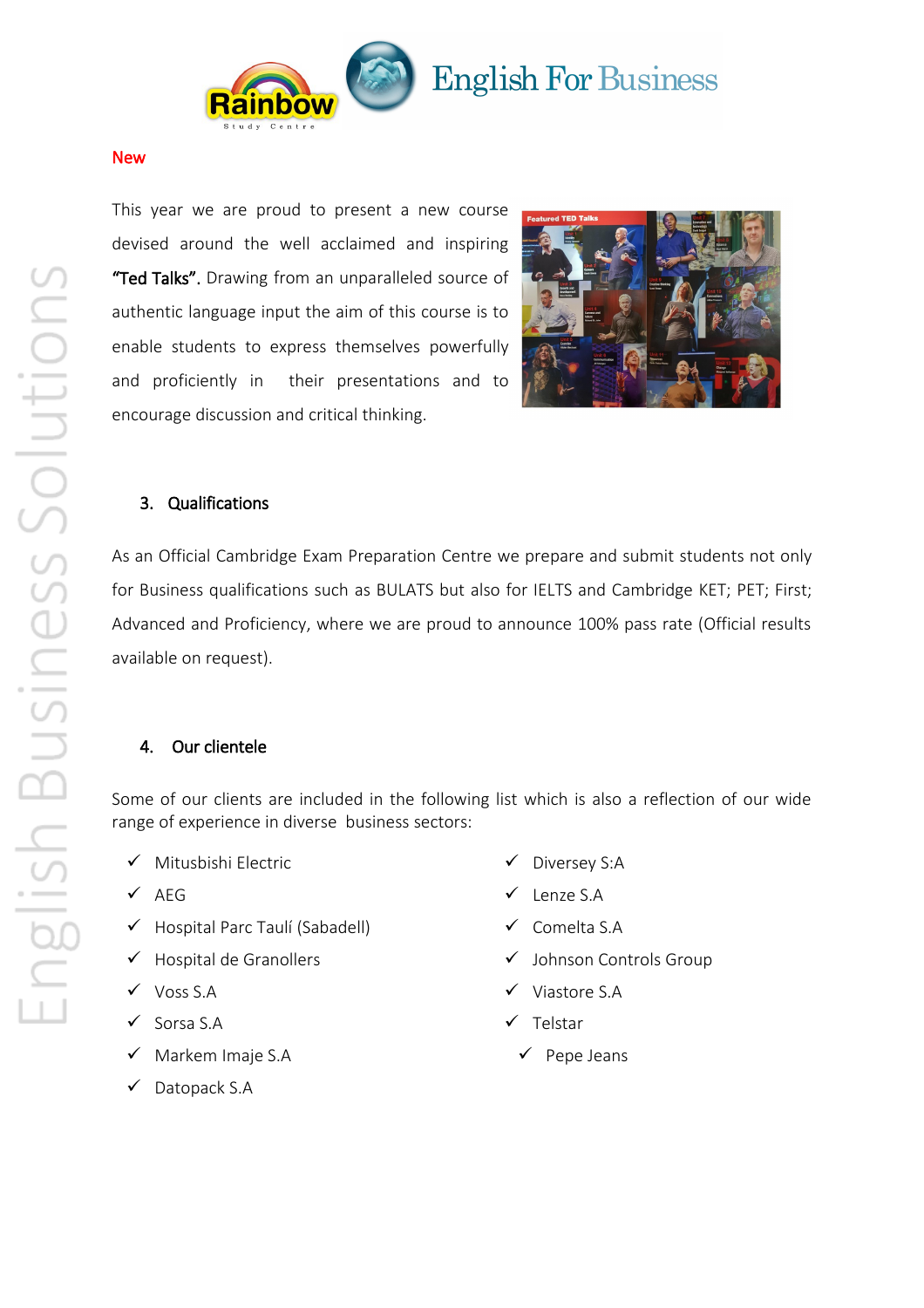**New**

This year we are proud to present a new course devised around the well acclaimed and inspiring **"Ted Talks".** Drawing from an unparalleled source of authentic language input the aim of this course is to enable students to express themselves powerfully and proficiently in their presentations and to encourage discussion and critical thinking.

## 3. Qualifications

As an Official Cambridge Exam Preparation Centre we prepare and submit students not only for Business qualifications such as BULATS but also for IELTS and Cambridge KET; PET; First; Advanced and Proficiency, where we are proud to announce 100% pass rate (Official results available on request).

## 4. Our clientele

Some of our clients are included in the following list which is also a reflection of our wide range of experience in diverse business sectors:

- ✓ Mitusbishi Electric
- ✓ AEG
- ✓ Hospital Parc Taulí (Sabadell)
- ✓ Hospital de Granollers
- ✓ Voss S.A
- ✓ Sorsa S.A
- ✓ Markem Imaje S.A
- ✓ Datopack S.A
- ✓ Diversey S:A
- ✓ Lenze S.A
- ✓ Comelta S.A
- ✓ Johnson Controls Group
- ✓ Viastore S.A
- ✓ Telstar
- ✓ Pepe Jeans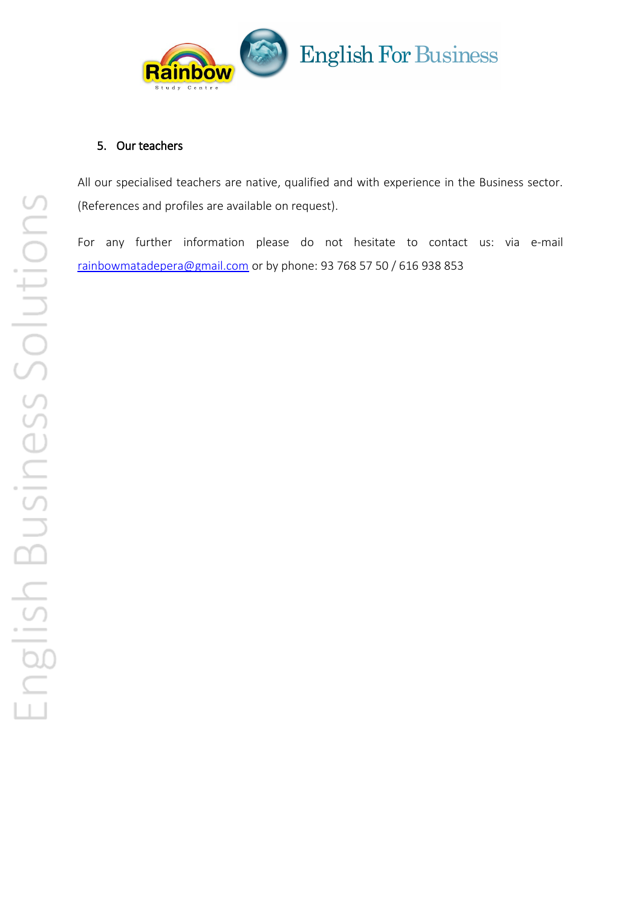## 5. Our teachers

All our specialised teachers are native, qualified and with experience in the Business sector. (References and profiles are available on request).

For any further information please do not hesitate to contact us: via e-mail rainbowmatadepera@gmail.com or by phone: 93 768 57 50 / 616 938 853